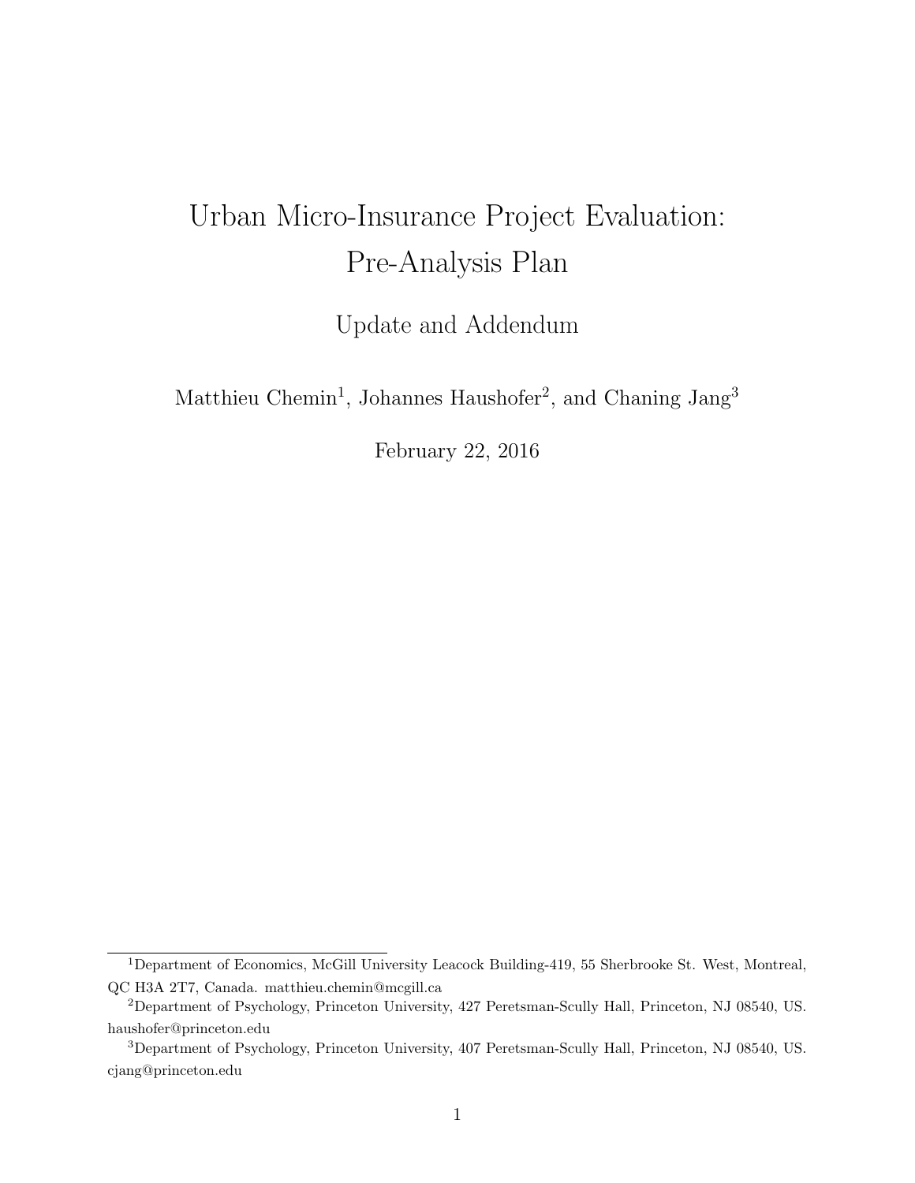# Urban Micro-Insurance Project Evaluation: Pre-Analysis Plan

## Update and Addendum

Matthieu Chemin[1], Johannes Haushofer[2], and Chaning Jang[3]

February 22, 2016

---

[1]Department of Economics, McGill University Leacock Building-419, 55 Sherbrooke St. West, Montreal, QC H3A 2T7, Canada. matthieu.chemin@mcgill.ca

[2]Department of Psychology, Princeton University, 427 Peretsman-Scully Hall, Princeton, NJ 08540, US. haushofer@princeton.edu

[3]Department of Psychology, Princeton University, 407 Peretsman-Scully Hall, Princeton, NJ 08540, US. cjang@princeton.edu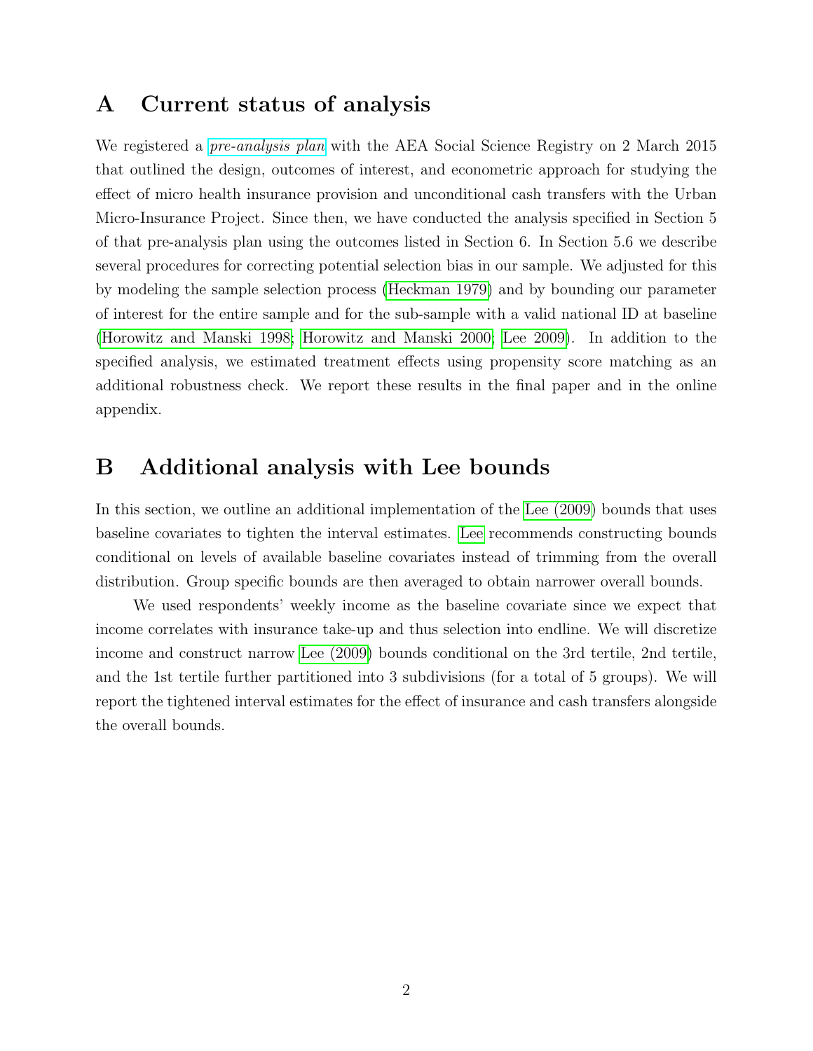# A Current status of analysis

We registered a *pre-analysis plan* with the AEA Social Science Registry on 2 March 2015 that outlined the design, outcomes of interest, and econometric approach for studying the effect of micro health insurance provision and unconditional cash transfers with the Urban Micro-Insurance Project. Since then, we have conducted the analysis specified in Section 5 of that pre-analysis plan using the outcomes listed in Section 6. In Section 5.6 we describe several procedures for correcting potential selection bias in our sample. We adjusted for this by modeling the sample selection process (Heckman 1979) and by bounding our parameter of interest for the entire sample and for the sub-sample with a valid national ID at baseline (Horowitz and Manski 1998; Horowitz and Manski 2000; Lee 2009). In addition to the specified analysis, we estimated treatment effects using propensity score matching as an additional robustness check. We report these results in the final paper and in the online appendix.

# B Additional analysis with Lee bounds

In this section, we outline an additional implementation of the Lee (2009) bounds that uses baseline covariates to tighten the interval estimates. Lee recommends constructing bounds conditional on levels of available baseline covariates instead of trimming from the overall distribution. Group specific bounds are then averaged to obtain narrower overall bounds.

We used respondents' weekly income as the baseline covariate since we expect that income correlates with insurance take-up and thus selection into endline. We will discretize income and construct narrow Lee (2009) bounds conditional on the 3rd tertile, 2nd tertile, and the 1st tertile further partitioned into 3 subdivisions (for a total of 5 groups). We will report the tightened interval estimates for the effect of insurance and cash transfers alongside the overall bounds.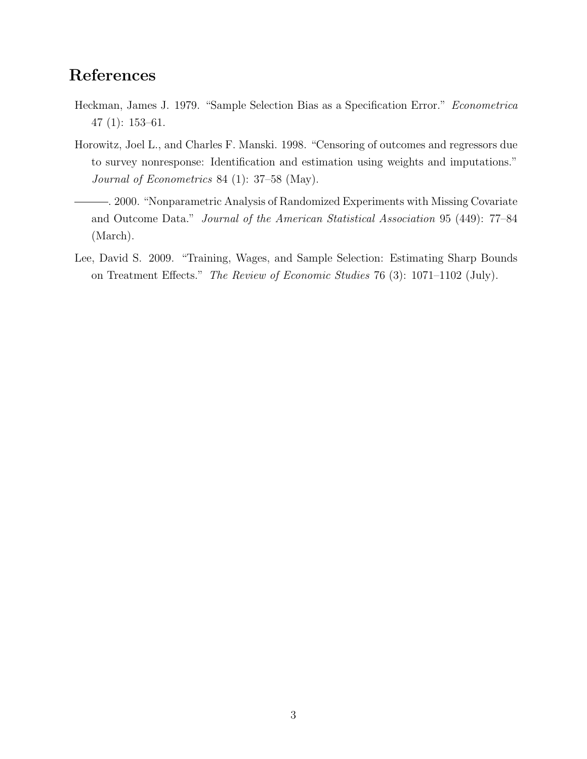## References

Heckman, James J. 1979. "Sample Selection Bias as a Specification Error." *Econometrica* 47 (1): 153–61.

Horowitz, Joel L., and Charles F. Manski. 1998. "Censoring of outcomes and regressors due to survey nonresponse: Identification and estimation using weights and imputations." *Journal of Econometrics* 84 (1): 37–58 (May).

———. 2000. "Nonparametric Analysis of Randomized Experiments with Missing Covariate and Outcome Data." *Journal of the American Statistical Association* 95 (449): 77–84 (March).

Lee, David S. 2009. "Training, Wages, and Sample Selection: Estimating Sharp Bounds on Treatment Effects." *The Review of Economic Studies* 76 (3): 1071–1102 (July).